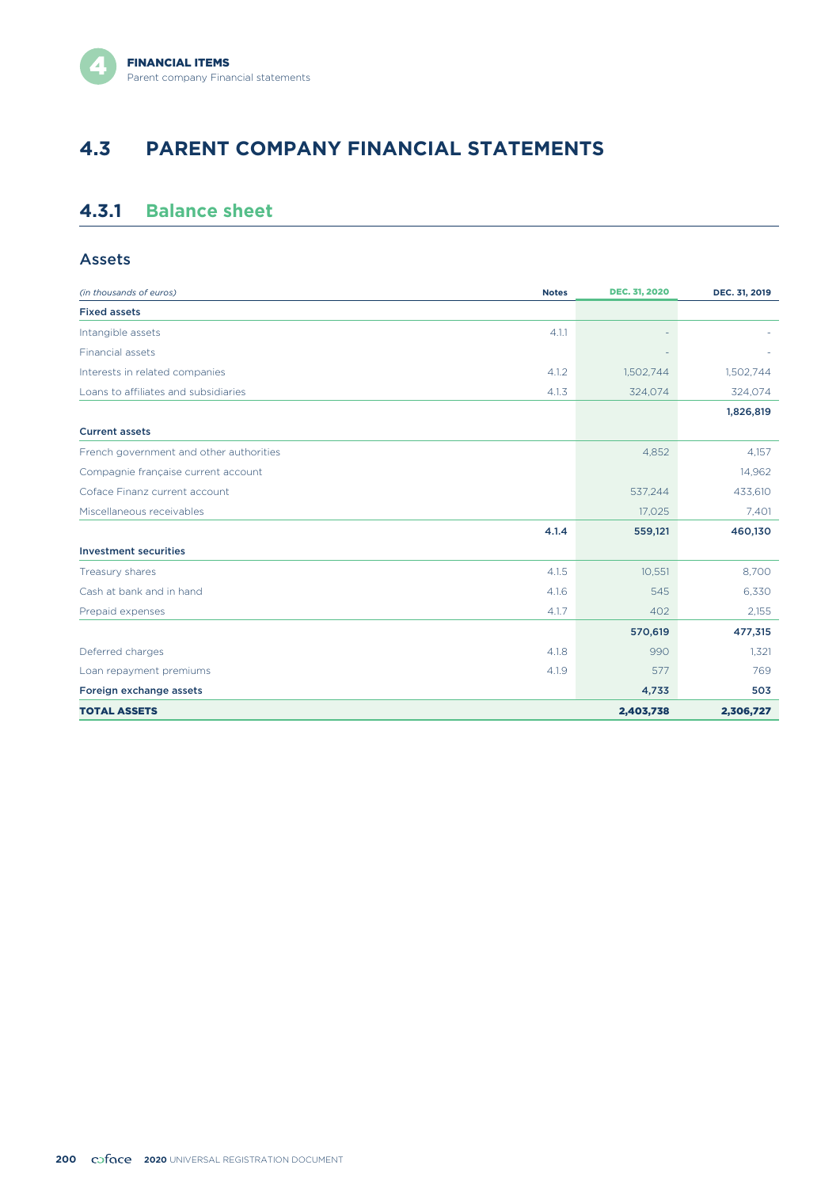# 4.3 PARENT COMPANY FINANCIAL STATEMENTS

## 4.3.1 Balance sheet

### Assets

| *(in thousands of euros)* | Notes | DEC. 31, 2020 | DEC. 31, 2019 |
|---|---|---|---|
| **Fixed assets** | | | |
| Intangible assets | 4.1.1 | - | - |
| Financial assets | | - | - |
| Interests in related companies | 4.1.2 | 1,502,744 | 1,502,744 |
| Loans to affiliates and subsidiaries | 4.1.3 | 324,074 | 324,074 |
| | | | **1,826,819** |
| **Current assets** | | | |
| French government and other authorities | | 4,852 | 4,157 |
| Compagnie française current account | | | 14,962 |
| Coface Finanz current account | | 537,244 | 433,610 |
| Miscellaneous receivables | | 17,025 | 7,401 |
| | **4.1.4** | **559,121** | **460,130** |
| **Investment securities** | | | |
| Treasury shares | 4.1.5 | 10,551 | 8,700 |
| Cash at bank and in hand | 4.1.6 | 545 | 6,330 |
| Prepaid expenses | 4.1.7 | 402 | 2,155 |
| | | **570,619** | **477,315** |
| Deferred charges | 4.1.8 | 990 | 1,321 |
| Loan repayment premiums | 4.1.9 | 577 | 769 |
| **Foreign exchange assets** | | **4,733** | **503** |
| **TOTAL ASSETS** | | **2,403,738** | **2,306,727** |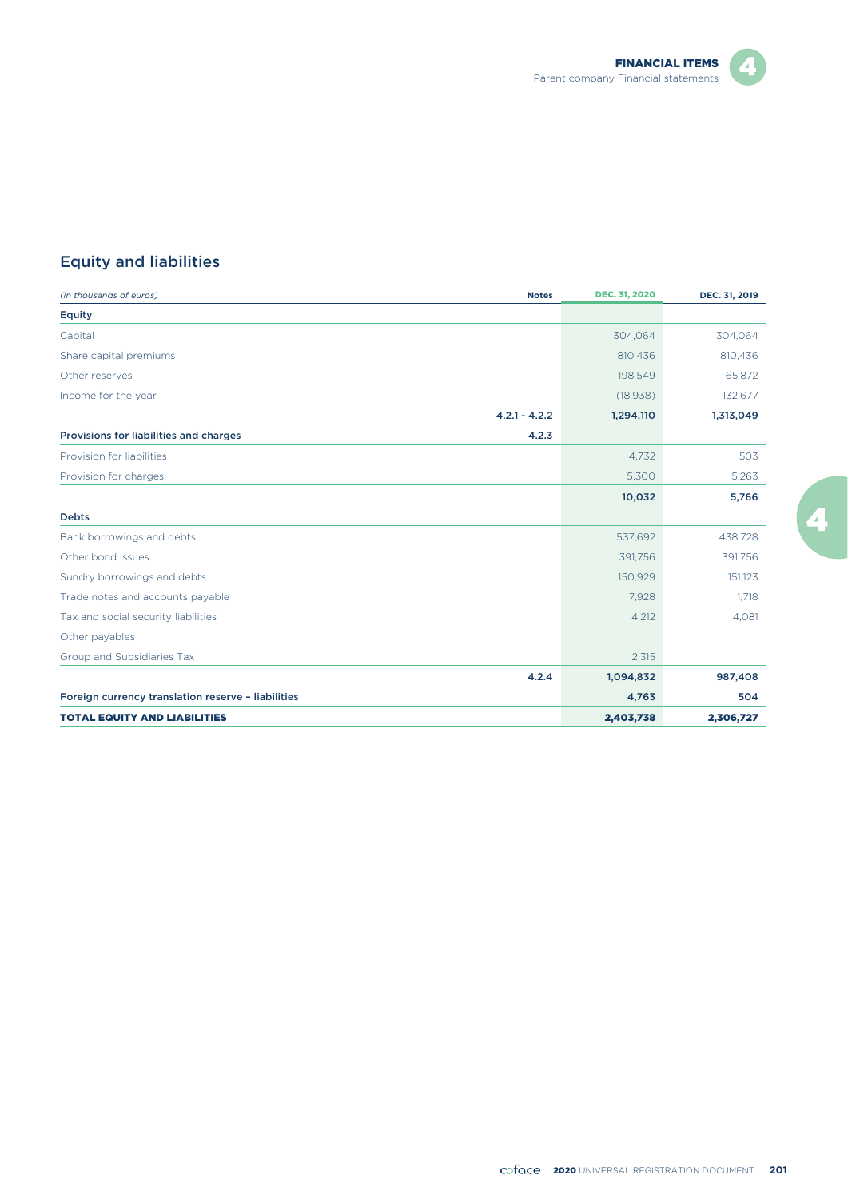## Equity and liabilities

| *(in thousands of euros)* | Notes | DEC. 31, 2020 | DEC. 31, 2019 |
|---|---|---|---|
| **Equity** | | | |
| Capital | | 304,064 | 304,064 |
| Share capital premiums | | 810,436 | 810,436 |
| Other reserves | | 198,549 | 65,872 |
| Income for the year | | (18,938) | 132,677 |
| | **4.2.1 - 4.2.2** | **1,294,110** | **1,313,049** |
| **Provisions for liabilities and charges** | **4.2.3** | | |
| Provision for liabilities | | 4,732 | 503 |
| Provision for charges | | 5,300 | 5,263 |
| | | **10,032** | **5,766** |
| **Debts** | | | |
| Bank borrowings and debts | | 537,692 | 438,728 |
| Other bond issues | | 391,756 | 391,756 |
| Sundry borrowings and debts | | 150,929 | 151,123 |
| Trade notes and accounts payable | | 7,928 | 1,718 |
| Tax and social security liabilities | | 4,212 | 4,081 |
| Other payables | | | |
| Group and Subsidiaries Tax | | 2,315 | |
| | **4.2.4** | **1,094,832** | **987,408** |
| **Foreign currency translation reserve – liabilities** | | **4,763** | **504** |
| **TOTAL EQUITY AND LIABILITIES** | | **2,403,738** | **2,306,727** |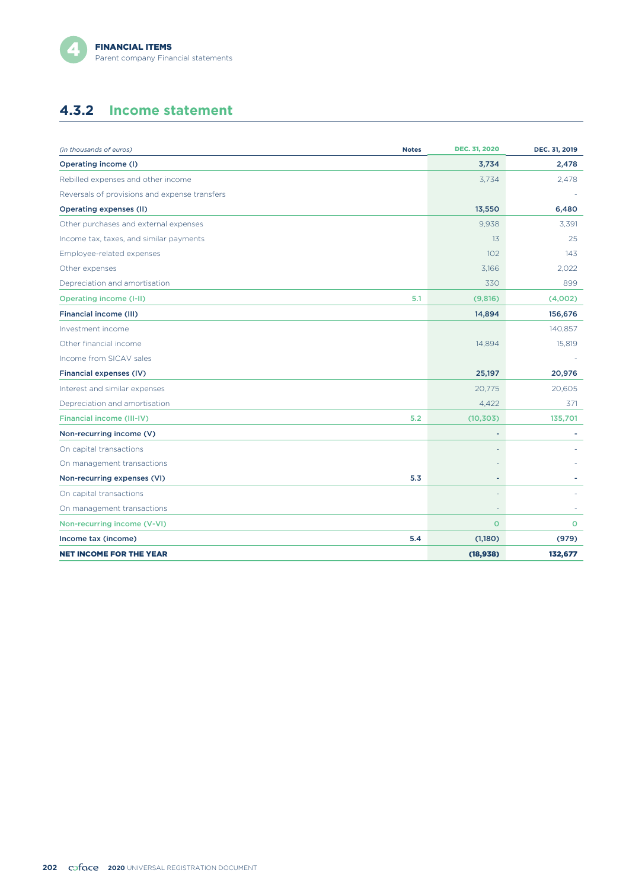## 4.3.2 Income statement

| *(in thousands of euros)* | Notes | DEC. 31, 2020 | DEC. 31, 2019 |
|---|---|---|---|
| **Operating income (I)** | | **3,734** | **2,478** |
| Rebilled expenses and other income | | 3,734 | 2,478 |
| Reversals of provisions and expense transfers | | | - |
| **Operating expenses (II)** | | **13,550** | **6,480** |
| Other purchases and external expenses | | 9,938 | 3,391 |
| Income tax, taxes, and similar payments | | 13 | 25 |
| Employee-related expenses | | 102 | 143 |
| Other expenses | | 3,166 | 2,022 |
| Depreciation and amortisation | | 330 | 899 |
| **Operating income (I-II)** | **5.1** | **(9,816)** | **(4,002)** |
| **Financial income (III)** | | **14,894** | **156,676** |
| Investment income | | | 140,857 |
| Other financial income | | 14,894 | 15,819 |
| Income from SICAV sales | | | - |
| **Financial expenses (IV)** | | **25,197** | **20,976** |
| Interest and similar expenses | | 20,775 | 20,605 |
| Depreciation and amortisation | | 4,422 | 371 |
| **Financial income (III-IV)** | **5.2** | **(10,303)** | **135,701** |
| **Non-recurring income (V)** | | **-** | **-** |
| On capital transactions | | - | - |
| On management transactions | | - | - |
| **Non-recurring expenses (VI)** | **5.3** | **-** | **-** |
| On capital transactions | | - | - |
| On management transactions | | - | - |
| **Non-recurring income (V-VI)** | | **0** | **0** |
| **Income tax (income)** | **5.4** | **(1,180)** | **(979)** |
| **NET INCOME FOR THE YEAR** | | **(18,938)** | **132,677** |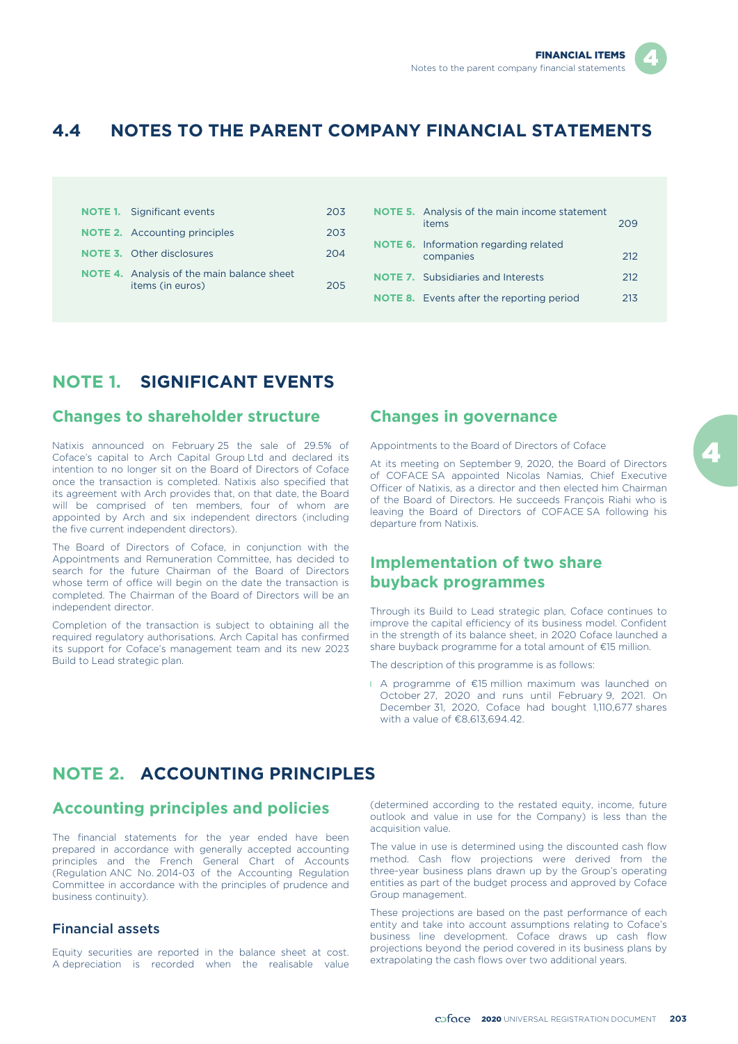# 4.4 NOTES TO THE PARENT COMPANY FINANCIAL STATEMENTS

| | | |
|---|---|---|
| **NOTE 1.** | Significant events | 203 |
| **NOTE 2.** | Accounting principles | 203 |
| **NOTE 3.** | Other disclosures | 204 |
| **NOTE 4.** | Analysis of the main balance sheet items (in euros) | 205 |
| **NOTE 5.** | Analysis of the main income statement items | 209 |
| **NOTE 6.** | Information regarding related companies | 212 |
| **NOTE 7.** | Subsidiaries and Interests | 212 |
| **NOTE 8.** | Events after the reporting period | 213 |

## NOTE 1. SIGNIFICANT EVENTS

### Changes to shareholder structure

Natixis announced on February 25 the sale of 29.5% of Coface's capital to Arch Capital Group Ltd and declared its intention to no longer sit on the Board of Directors of Coface once the transaction is completed. Natixis also specified that its agreement with Arch provides that, on that date, the Board will be comprised of ten members, four of whom are appointed by Arch and six independent directors (including the five current independent directors).

The Board of Directors of Coface, in conjunction with the Appointments and Remuneration Committee, has decided to search for the future Chairman of the Board of Directors whose term of office will begin on the date the transaction is completed. The Chairman of the Board of Directors will be an independent director.

Completion of the transaction is subject to obtaining all the required regulatory authorisations. Arch Capital has confirmed its support for Coface's management team and its new 2023 Build to Lead strategic plan.

### Changes in governance

Appointments to the Board of Directors of Coface

At its meeting on September 9, 2020, the Board of Directors of COFACE SA appointed Nicolas Namias, Chief Executive Officer of Natixis, as a director and then elected him Chairman of the Board of Directors. He succeeds François Riahi who is leaving the Board of Directors of COFACE SA following his departure from Natixis.

### Implementation of two share buyback programmes

Through its Build to Lead strategic plan, Coface continues to improve the capital efficiency of its business model. Confident in the strength of its balance sheet, in 2020 Coface launched a share buyback programme for a total amount of €15 million.

The description of this programme is as follows:

- A programme of €15 million maximum was launched on October 27, 2020 and runs until February 9, 2021. On December 31, 2020, Coface had bought 1,110,677 shares with a value of €8,613,694.42.

## NOTE 2. ACCOUNTING PRINCIPLES

### Accounting principles and policies

The financial statements for the year ended have been prepared in accordance with generally accepted accounting principles and the French General Chart of Accounts (Regulation ANC No. 2014-03 of the Accounting Regulation Committee in accordance with the principles of prudence and business continuity).

#### Financial assets

Equity securities are reported in the balance sheet at cost. A depreciation is recorded when the realisable value (determined according to the restated equity, income, future outlook and value in use for the Company) is less than the acquisition value.

The value in use is determined using the discounted cash flow method. Cash flow projections were derived from the three-year business plans drawn up by the Group's operating entities as part of the budget process and approved by Coface Group management.

These projections are based on the past performance of each entity and take into account assumptions relating to Coface's business line development. Coface draws up cash flow projections beyond the period covered in its business plans by extrapolating the cash flows over two additional years.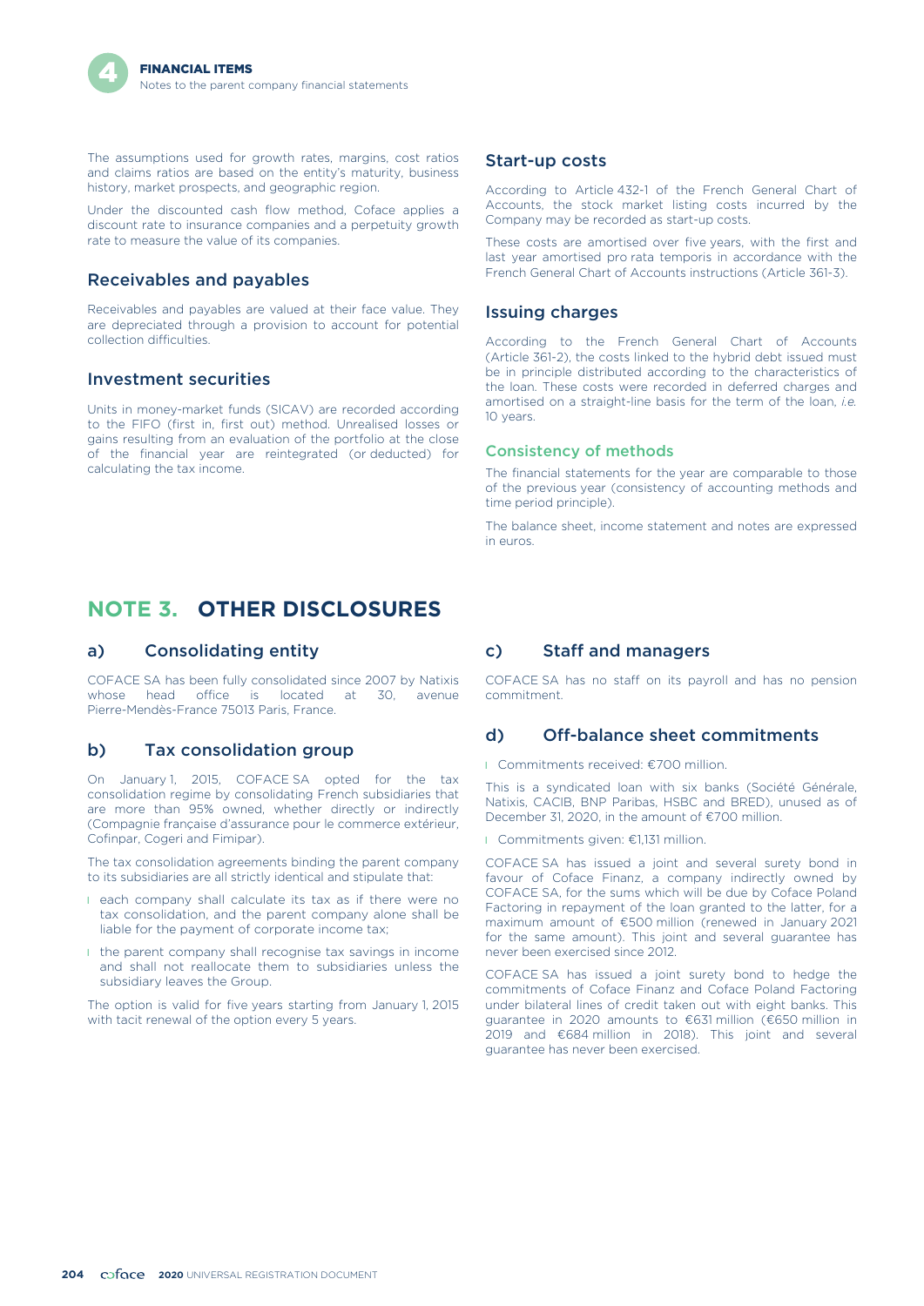The assumptions used for growth rates, margins, cost ratios and claims ratios are based on the entity's maturity, business history, market prospects, and geographic region.

Under the discounted cash flow method, Coface applies a discount rate to insurance companies and a perpetuity growth rate to measure the value of its companies.

### Receivables and payables

Receivables and payables are valued at their face value. They are depreciated through a provision to account for potential collection difficulties.

### Investment securities

Units in money-market funds (SICAV) are recorded according to the FIFO (first in, first out) method. Unrealised losses or gains resulting from an evaluation of the portfolio at the close of the financial year are reintegrated (or deducted) for calculating the tax income.

### Start-up costs

According to Article 432-1 of the French General Chart of Accounts, the stock market listing costs incurred by the Company may be recorded as start-up costs.

These costs are amortised over five years, with the first and last year amortised pro rata temporis in accordance with the French General Chart of Accounts instructions (Article 361-3).

### Issuing charges

According to the French General Chart of Accounts (Article 361-2), the costs linked to the hybrid debt issued must be in principle distributed according to the characteristics of the loan. These costs were recorded in deferred charges and amortised on a straight-line basis for the term of the loan, *i.e.* 10 years.

#### Consistency of methods

The financial statements for the year are comparable to those of the previous year (consistency of accounting methods and time period principle).

The balance sheet, income statement and notes are expressed in euros.

## NOTE 3. OTHER DISCLOSURES

### a) Consolidating entity

COFACE SA has been fully consolidated since 2007 by Natixis whose head office is located at 30, avenue Pierre-Mendès-France 75013 Paris, France.

### b) Tax consolidation group

On January 1, 2015, COFACE SA opted for the tax consolidation regime by consolidating French subsidiaries that are more than 95% owned, whether directly or indirectly (Compagnie française d'assurance pour le commerce extérieur, Cofinpar, Cogeri and Fimipar).

The tax consolidation agreements binding the parent company to its subsidiaries are all strictly identical and stipulate that:

- each company shall calculate its tax as if there were no tax consolidation, and the parent company alone shall be liable for the payment of corporate income tax;
- the parent company shall recognise tax savings in income and shall not reallocate them to subsidiaries unless the subsidiary leaves the Group.

The option is valid for five years starting from January 1, 2015 with tacit renewal of the option every 5 years.

### c) Staff and managers

COFACE SA has no staff on its payroll and has no pension commitment.

### d) Off-balance sheet commitments

- Commitments received: €700 million.

This is a syndicated loan with six banks (Société Générale, Natixis, CACIB, BNP Paribas, HSBC and BRED), unused as of December 31, 2020, in the amount of €700 million.

- Commitments given: €1,131 million.

COFACE SA has issued a joint and several surety bond in favour of Coface Finanz, a company indirectly owned by COFACE SA, for the sums which will be due by Coface Poland Factoring in repayment of the loan granted to the latter, for a maximum amount of €500 million (renewed in January 2021 for the same amount). This joint and several guarantee has never been exercised since 2012.

COFACE SA has issued a joint surety bond to hedge the commitments of Coface Finanz and Coface Poland Factoring under bilateral lines of credit taken out with eight banks. This guarantee in 2020 amounts to €631 million (€650 million in 2019 and €684 million in 2018). This joint and several guarantee has never been exercised.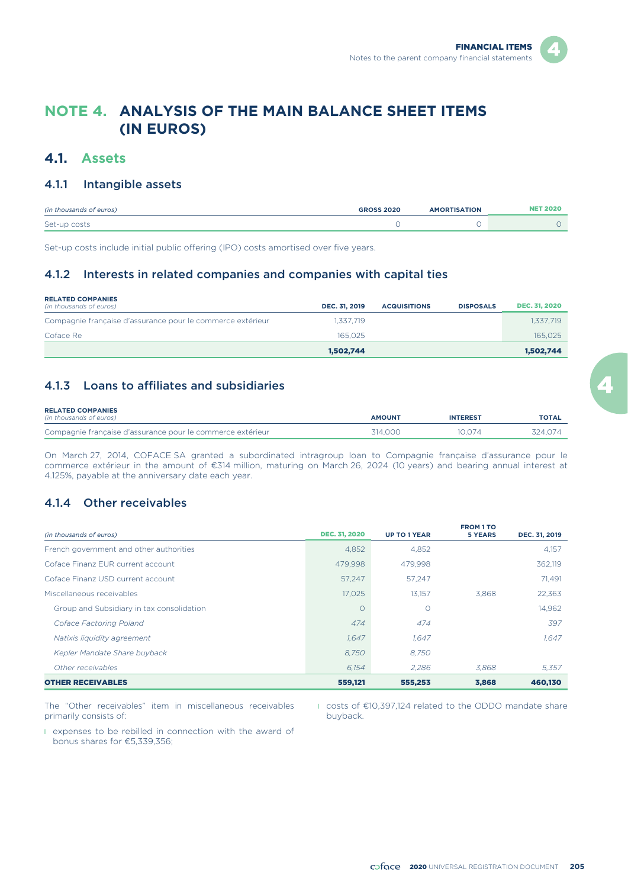# NOTE 4. ANALYSIS OF THE MAIN BALANCE SHEET ITEMS (IN EUROS)

## 4.1. Assets

### 4.1.1 Intangible assets

| *(in thousands of euros)* | GROSS 2020 | AMORTISATION | NET 2020 |
|---|---|---|---|
| Set-up costs | 0 | 0 | 0 |

Set-up costs include initial public offering (IPO) costs amortised over five years.

### 4.1.2 Interests in related companies and companies with capital ties

| RELATED COMPANIES *(in thousands of euros)* | DEC. 31, 2019 | ACQUISITIONS | DISPOSALS | DEC. 31, 2020 |
|---|---|---|---|---|
| Compagnie française d'assurance pour le commerce extérieur | 1,337,719 | | | 1,337,719 |
| Coface Re | 165,025 | | | 165,025 |
| | **1,502,744** | | | **1,502,744** |

### 4.1.3 Loans to affiliates and subsidiaries

| RELATED COMPANIES *(in thousands of euros)* | AMOUNT | INTEREST | TOTAL |
|---|---|---|---|
| Compagnie française d'assurance pour le commerce extérieur | 314,000 | 10,074 | 324,074 |

On March 27, 2014, COFACE SA granted a subordinated intragroup loan to Compagnie française d'assurance pour le commerce extérieur in the amount of €314 million, maturing on March 26, 2024 (10 years) and bearing annual interest at 4.125%, payable at the anniversary date each year.

### 4.1.4 Other receivables

| *(in thousands of euros)* | DEC. 31, 2020 | UP TO 1 YEAR | FROM 1 TO 5 YEARS | DEC. 31, 2019 |
|---|---|---|---|---|
| French government and other authorities | 4,852 | 4,852 | | 4,157 |
| Coface Finanz EUR current account | 479,998 | 479,998 | | 362,119 |
| Coface Finanz USD current account | 57,247 | 57,247 | | 71,491 |
| Miscellaneous receivables | 17,025 | 13,157 | 3,868 | 22,363 |
| Group and Subsidiary in tax consolidation | 0 | 0 | | 14,962 |
| *Coface Factoring Poland* | *474* | *474* | | *397* |
| *Natixis liquidity agreement* | *1,647* | *1,647* | | *1,647* |
| *Kepler Mandate Share buyback* | *8,750* | *8,750* | | |
| *Other receivables* | *6,154* | *2,286* | *3,868* | *5,357* |
| **OTHER RECEIVABLES** | **559,121** | **555,253** | **3,868** | **460,130** |

The "Other receivables" item in miscellaneous receivables primarily consists of:

- expenses to be rebilled in connection with the award of bonus shares for €5,339,356;
- costs of €10,397,124 related to the ODDO mandate share buyback.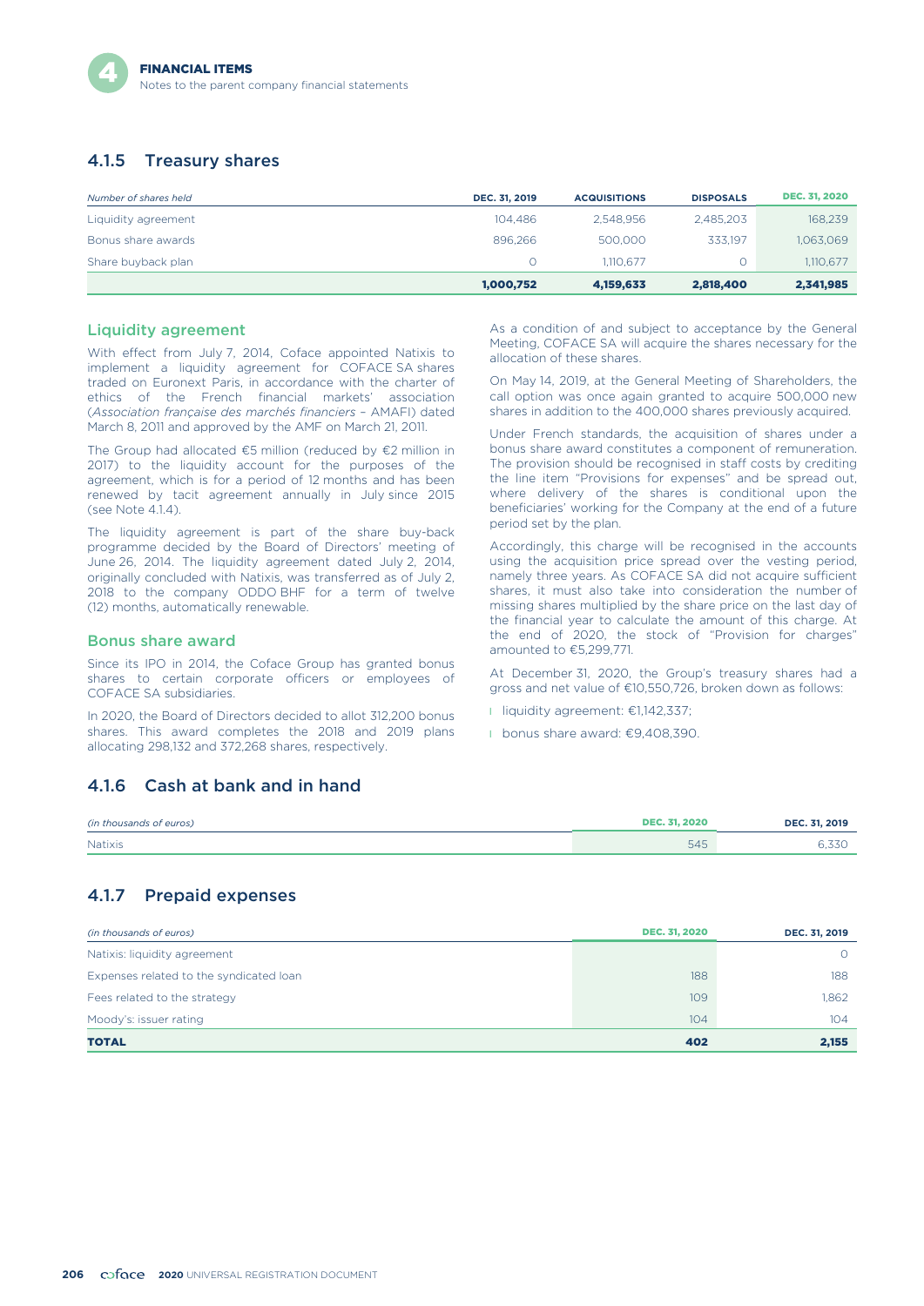### 4.1.5 Treasury shares

| *Number of shares held* | DEC. 31, 2019 | ACQUISITIONS | DISPOSALS | DEC. 31, 2020 |
|---|---|---|---|---|
| Liquidity agreement | 104,486 | 2,548,956 | 2,485,203 | 168,239 |
| Bonus share awards | 896,266 | 500,000 | 333,197 | 1,063,069 |
| Share buyback plan | 0 | 1,110,677 | 0 | 1,110,677 |
| | **1,000,752** | **4,159,633** | **2,818,400** | **2,341,985** |

#### Liquidity agreement

With effect from July 7, 2014, Coface appointed Natixis to implement a liquidity agreement for COFACE SA shares traded on Euronext Paris, in accordance with the charter of ethics of the French financial markets' association (*Association française des marchés financiers* – AMAFI) dated March 8, 2011 and approved by the AMF on March 21, 2011.

The Group had allocated €5 million (reduced by €2 million in 2017) to the liquidity account for the purposes of the agreement, which is for a period of 12 months and has been renewed by tacit agreement annually in July since 2015 (see Note 4.1.4).

The liquidity agreement is part of the share buy-back programme decided by the Board of Directors' meeting of June 26, 2014. The liquidity agreement dated July 2, 2014, originally concluded with Natixis, was transferred as of July 2, 2018 to the company ODDO BHF for a term of twelve (12) months, automatically renewable.

#### Bonus share award

Since its IPO in 2014, the Coface Group has granted bonus shares to certain corporate officers or employees of COFACE SA subsidiaries.

In 2020, the Board of Directors decided to allot 312,200 bonus shares. This award completes the 2018 and 2019 plans allocating 298,132 and 372,268 shares, respectively.

As a condition of and subject to acceptance by the General Meeting, COFACE SA will acquire the shares necessary for the allocation of these shares.

On May 14, 2019, at the General Meeting of Shareholders, the call option was once again granted to acquire 500,000 new shares in addition to the 400,000 shares previously acquired.

Under French standards, the acquisition of shares under a bonus share award constitutes a component of remuneration. The provision should be recognised in staff costs by crediting the line item "Provisions for expenses" and be spread out, where delivery of the shares is conditional upon the beneficiaries' working for the Company at the end of a future period set by the plan.

Accordingly, this charge will be recognised in the accounts using the acquisition price spread over the vesting period, namely three years. As COFACE SA did not acquire sufficient shares, it must also take into consideration the number of missing shares multiplied by the share price on the last day of the financial year to calculate the amount of this charge. At the end of 2020, the stock of "Provision for charges" amounted to €5,299,771.

At December 31, 2020, the Group's treasury shares had a gross and net value of €10,550,726, broken down as follows:

- liquidity agreement: €1,142,337;
- bonus share award: €9,408,390.

### 4.1.6 Cash at bank and in hand

| *(in thousands of euros)* | DEC. 31, 2020 | DEC. 31, 2019 |
|---|---|---|
| Natixis | 545 | 6,330 |

### 4.1.7 Prepaid expenses

| *(in thousands of euros)* | DEC. 31, 2020 | DEC. 31, 2019 |
|---|---|---|
| Natixis: liquidity agreement | | 0 |
| Expenses related to the syndicated loan | 188 | 188 |
| Fees related to the strategy | 109 | 1,862 |
| Moody's: issuer rating | 104 | 104 |
| **TOTAL** | **402** | **2,155** |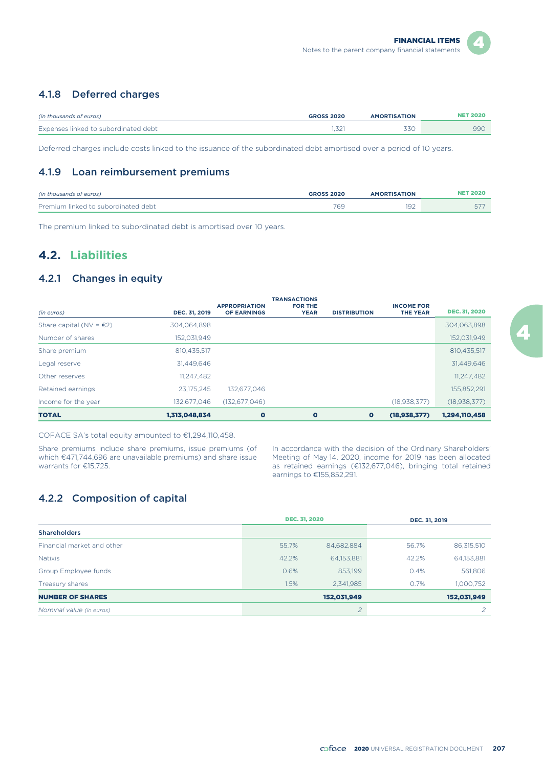### 4.1.8 Deferred charges

| *(in thousands of euros)* | GROSS 2020 | AMORTISATION | NET 2020 |
|---|---|---|---|
| Expenses linked to subordinated debt | 1,321 | 330 | 990 |

Deferred charges include costs linked to the issuance of the subordinated debt amortised over a period of 10 years.

### 4.1.9 Loan reimbursement premiums

| *(in thousands of euros)* | GROSS 2020 | AMORTISATION | NET 2020 |
|---|---|---|---|
| Premium linked to subordinated debt | 769 | 192 | 577 |

The premium linked to subordinated debt is amortised over 10 years.

## 4.2. Liabilities

### 4.2.1 Changes in equity

| *(in euros)* | DEC. 31, 2019 | APPROPRIATION OF EARNINGS | TRANSACTIONS FOR THE YEAR | DISTRIBUTION | INCOME FOR THE YEAR | DEC. 31, 2020 |
|---|---|---|---|---|---|---|
| Share capital (NV = €2) | 304,064,898 | | | | | 304,063,898 |
| Number of shares | 152,031,949 | | | | | 152,031,949 |
| Share premium | 810,435,517 | | | | | 810,435,517 |
| Legal reserve | 31,449,646 | | | | | 31,449,646 |
| Other reserves | 11,247,482 | | | | | 11,247,482 |
| Retained earnings | 23,175,245 | 132,677,046 | | | | 155,852,291 |
| Income for the year | 132,677,046 | (132,677,046) | | | (18,938,377) | (18,938,377) |
| **TOTAL** | **1,313,048,834** | **0** | **0** | **0** | **(18,938,377)** | **1,294,110,458** |

COFACE SA's total equity amounted to €1,294,110,458.

Share premiums include share premiums, issue premiums (of which €471,744,696 are unavailable premiums) and share issue warrants for €15,725.

In accordance with the decision of the Ordinary Shareholders' Meeting of May 14, 2020, income for 2019 has been allocated as retained earnings (€132,677,046), bringing total retained earnings to €155,852,291.

### 4.2.2 Composition of capital

| | DEC. 31, 2020 | | DEC. 31, 2019 | |
|---|---|---|---|---|
| **Shareholders** | | | | |
| Financial market and other | 55.7% | 84,682,884 | 56.7% | 86,315,510 |
| Natixis | 42.2% | 64,153,881 | 42.2% | 64,153,881 |
| Group Employee funds | 0.6% | 853,199 | 0.4% | 561,806 |
| Treasury shares | 1.5% | 2,341,985 | 0.7% | 1,000,752 |
| **NUMBER OF SHARES** | | **152,031,949** | | **152,031,949** |
| *Nominal value (in euros)* | | *2* | | *2* |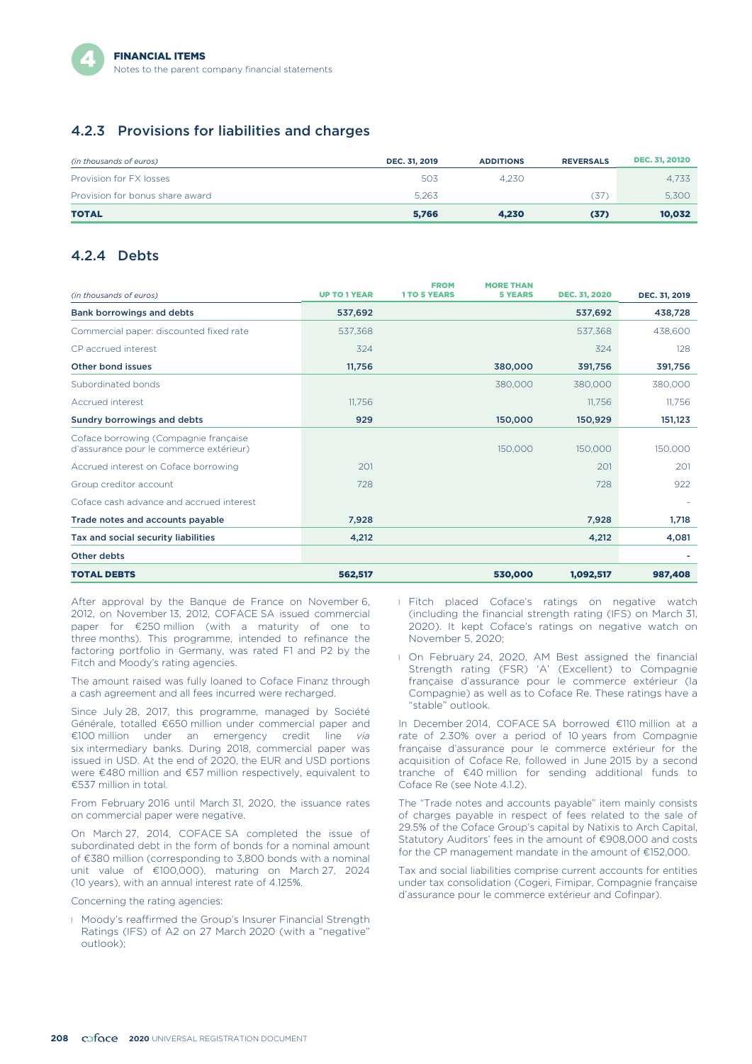## 4.2.3 Provisions for liabilities and charges

| (in thousands of euros) | DEC. 31, 2019 | ADDITIONS | REVERSALS | DEC. 31, 20120 |
|---|---|---|---|---|
| Provision for FX losses | 503 | 4,230 | | 4,733 |
| Provision for bonus share award | 5,263 | | (37) | 5,300 |
| **TOTAL** | **5,766** | **4,230** | **(37)** | **10,032** |

## 4.2.4 Debts

| (in thousands of euros) | UP TO 1 YEAR | FROM 1 TO 5 YEARS | MORE THAN 5 YEARS | DEC. 31, 2020 | DEC. 31, 2019 |
|---|---|---|---|---|---|
| **Bank borrowings and debts** | **537,692** | | | **537,692** | **438,728** |
| Commercial paper: discounted fixed rate | 537,368 | | | 537,368 | 438,600 |
| CP accrued interest | 324 | | | 324 | 128 |
| **Other bond issues** | **11,756** | | **380,000** | **391,756** | **391,756** |
| Subordinated bonds | | | 380,000 | 380,000 | 380,000 |
| Accrued interest | 11,756 | | | 11,756 | 11,756 |
| **Sundry borrowings and debts** | **929** | | **150,000** | **150,929** | **151,123** |
| Coface borrowing (Compagnie française d'assurance pour le commerce extérieur) | | | 150,000 | 150,000 | 150,000 |
| Accrued interest on Coface borrowing | 201 | | | 201 | 201 |
| Group creditor account | 728 | | | 728 | 922 |
| Coface cash advance and accrued interest | | | | | - |
| **Trade notes and accounts payable** | **7,928** | | | **7,928** | **1,718** |
| **Tax and social security liabilities** | **4,212** | | | **4,212** | **4,081** |
| **Other debts** | | | | | **-** |
| **TOTAL DEBTS** | **562,517** | | **530,000** | **1,092,517** | **987,408** |

After approval by the Banque de France on November 6, 2012, on November 13, 2012, COFACE SA issued commercial paper for €250 million (with a maturity of one to three months). This programme, intended to refinance the factoring portfolio in Germany, was rated F1 and P2 by the Fitch and Moody's rating agencies.

The amount raised was fully loaned to Coface Finanz through a cash agreement and all fees incurred were recharged.

Since July 28, 2017, this programme, managed by Société Générale, totalled €650 million under commercial paper and €100 million under an emergency credit line *via* six intermediary banks. During 2018, commercial paper was issued in USD. At the end of 2020, the EUR and USD portions were €480 million and €57 million respectively, equivalent to €537 million in total.

From February 2016 until March 31, 2020, the issuance rates on commercial paper were negative.

On March 27, 2014, COFACE SA completed the issue of subordinated debt in the form of bonds for a nominal amount of €380 million (corresponding to 3,800 bonds with a nominal unit value of €100,000), maturing on March 27, 2024 (10 years), with an annual interest rate of 4.125%.

Concerning the rating agencies:

- Moody's reaffirmed the Group's Insurer Financial Strength Ratings (IFS) of A2 on 27 March 2020 (with a "negative" outlook);
- Fitch placed Coface's ratings on negative watch (including the financial strength rating (IFS) on March 31, 2020). It kept Coface's ratings on negative watch on November 5, 2020;
- On February 24, 2020, AM Best assigned the financial Strength rating (FSR) 'A' (Excellent) to Compagnie française d'assurance pour le commerce extérieur (la Compagnie) as well as to Coface Re. These ratings have a "stable" outlook.

In December 2014, COFACE SA borrowed €110 million at a rate of 2.30% over a period of 10 years from Compagnie française d'assurance pour le commerce extérieur for the acquisition of Coface Re, followed in June 2015 by a second tranche of €40 million for sending additional funds to Coface Re (see Note 4.1.2).

The "Trade notes and accounts payable" item mainly consists of charges payable in respect of fees related to the sale of 29.5% of the Coface Group's capital by Natixis to Arch Capital, Statutory Auditors' fees in the amount of €908,000 and costs for the CP management mandate in the amount of €152,000.

Tax and social liabilities comprise current accounts for entities under tax consolidation (Cogeri, Fimipar, Compagnie française d'assurance pour le commerce extérieur and Cofinpar).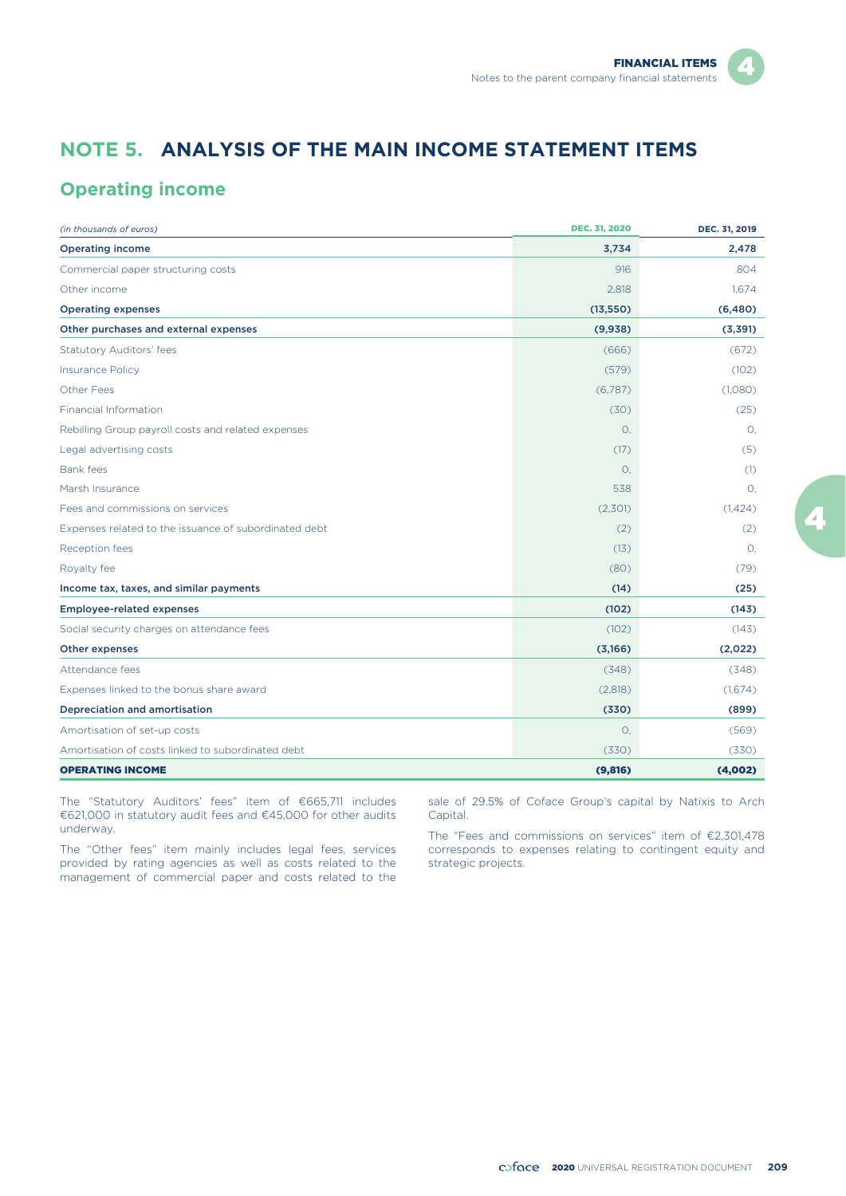# NOTE 5. ANALYSIS OF THE MAIN INCOME STATEMENT ITEMS

## Operating income

| *(in thousands of euros)* | DEC. 31, 2020 | DEC. 31, 2019 |
|---|---|---|
| **Operating income** | **3,734** | **2,478** |
| Commercial paper structuring costs | 916 | 804 |
| Other income | 2,818 | 1,674 |
| **Operating expenses** | **(13,550)** | **(6,480)** |
| **Other purchases and external expenses** | **(9,938)** | **(3,391)** |
| Statutory Auditors' fees | (666) | (672) |
| Insurance Policy | (579) | (102) |
| Other Fees | (6,787) | (1,080) |
| Financial Information | (30) | (25) |
| Rebilling Group payroll costs and related expenses | 0. | 0. |
| Legal advertising costs | (17) | (5) |
| Bank fees | 0. | (1) |
| Marsh Insurance | 538 | 0. |
| Fees and commissions on services | (2,301) | (1,424) |
| Expenses related to the issuance of subordinated debt | (2) | (2) |
| Reception fees | (13) | 0. |
| Royalty fee | (80) | (79) |
| **Income tax, taxes, and similar payments** | **(14)** | **(25)** |
| **Employee-related expenses** | **(102)** | **(143)** |
| Social security charges on attendance fees | (102) | (143) |
| **Other expenses** | **(3,166)** | **(2,022)** |
| Attendance fees | (348) | (348) |
| Expenses linked to the bonus share award | (2,818) | (1,674) |
| **Depreciation and amortisation** | **(330)** | **(899)** |
| Amortisation of set-up costs | 0. | (569) |
| Amortisation of costs linked to subordinated debt | (330) | (330) |
| **OPERATING INCOME** | **(9,816)** | **(4,002)** |

The "Statutory Auditors' fees" item of €665,711 includes €621,000 in statutory audit fees and €45,000 for other audits underway.

The "Other fees" item mainly includes legal fees, services provided by rating agencies as well as costs related to the management of commercial paper and costs related to the sale of 29.5% of Coface Group's capital by Natixis to Arch Capital.

The "Fees and commissions on services" item of €2,301,478 corresponds to expenses relating to contingent equity and strategic projects.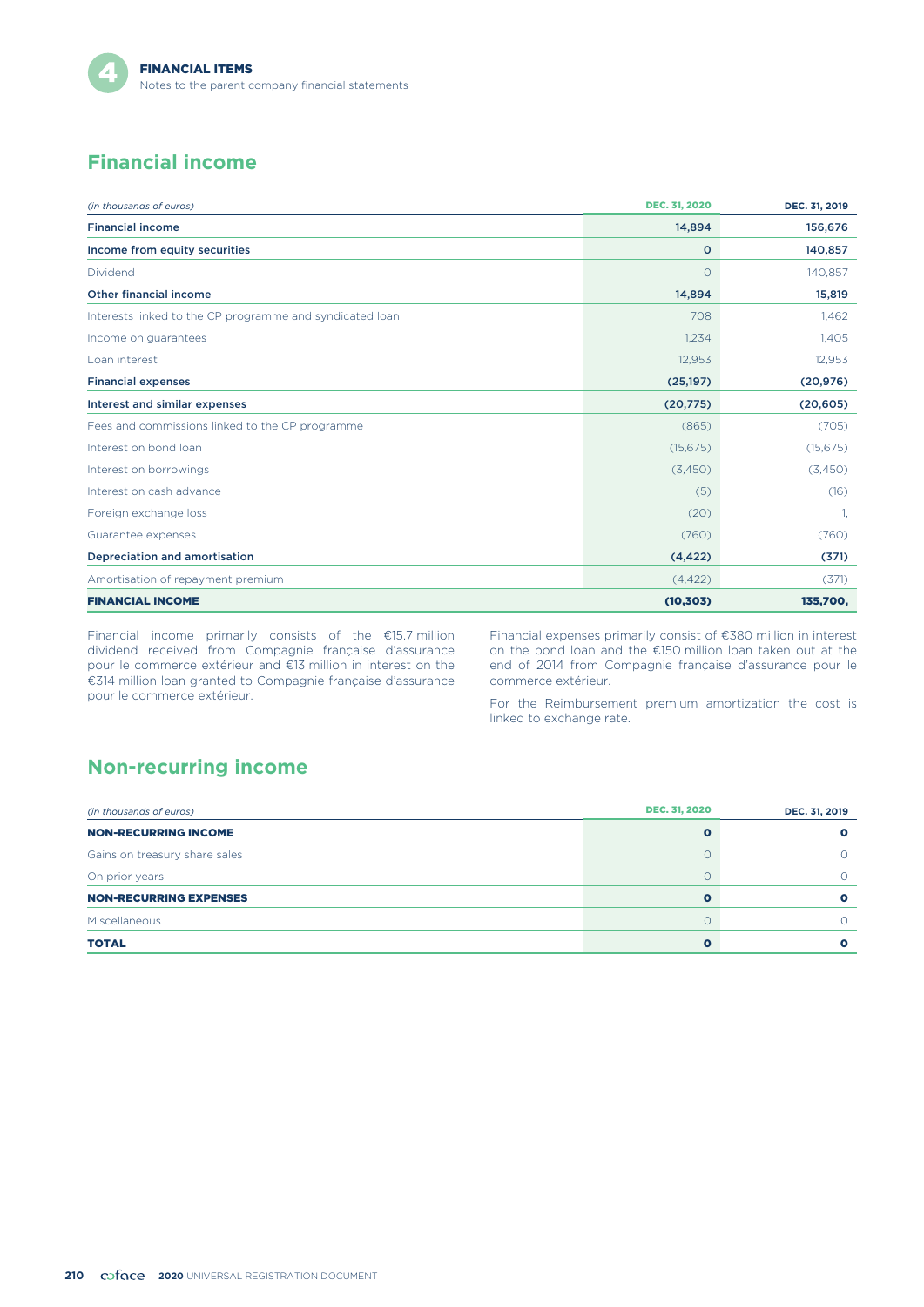## Financial income

| *(in thousands of euros)* | DEC. 31, 2020 | DEC. 31, 2019 |
|---|---|---|
| **Financial income** | **14,894** | **156,676** |
| **Income from equity securities** | **0** | **140,857** |
| Dividend | 0 | 140,857 |
| **Other financial income** | **14,894** | **15,819** |
| Interests linked to the CP programme and syndicated loan | 708 | 1,462 |
| Income on guarantees | 1,234 | 1,405 |
| Loan interest | 12,953 | 12,953 |
| **Financial expenses** | **(25,197)** | **(20,976)** |
| **Interest and similar expenses** | **(20,775)** | **(20,605)** |
| Fees and commissions linked to the CP programme | (865) | (705) |
| Interest on bond loan | (15,675) | (15,675) |
| Interest on borrowings | (3,450) | (3,450) |
| Interest on cash advance | (5) | (16) |
| Foreign exchange loss | (20) | 1, |
| Guarantee expenses | (760) | (760) |
| **Depreciation and amortisation** | **(4,422)** | **(371)** |
| Amortisation of repayment premium | (4,422) | (371) |
| **FINANCIAL INCOME** | **(10,303)** | **135,700,** |

Financial income primarily consists of the €15.7 million dividend received from Compagnie française d'assurance pour le commerce extérieur and €13 million in interest on the €314 million loan granted to Compagnie française d'assurance pour le commerce extérieur.

Financial expenses primarily consist of €380 million in interest on the bond loan and the €150 million loan taken out at the end of 2014 from Compagnie française d'assurance pour le commerce extérieur.

For the Reimbursement premium amortization the cost is linked to exchange rate.

## Non-recurring income

| *(in thousands of euros)* | DEC. 31, 2020 | DEC. 31, 2019 |
|---|---|---|
| **NON-RECURRING INCOME** | **0** | **0** |
| Gains on treasury share sales | 0 | 0 |
| On prior years | 0 | 0 |
| **NON-RECURRING EXPENSES** | **0** | **0** |
| Miscellaneous | 0 | 0 |
| **TOTAL** | **0** | **0** |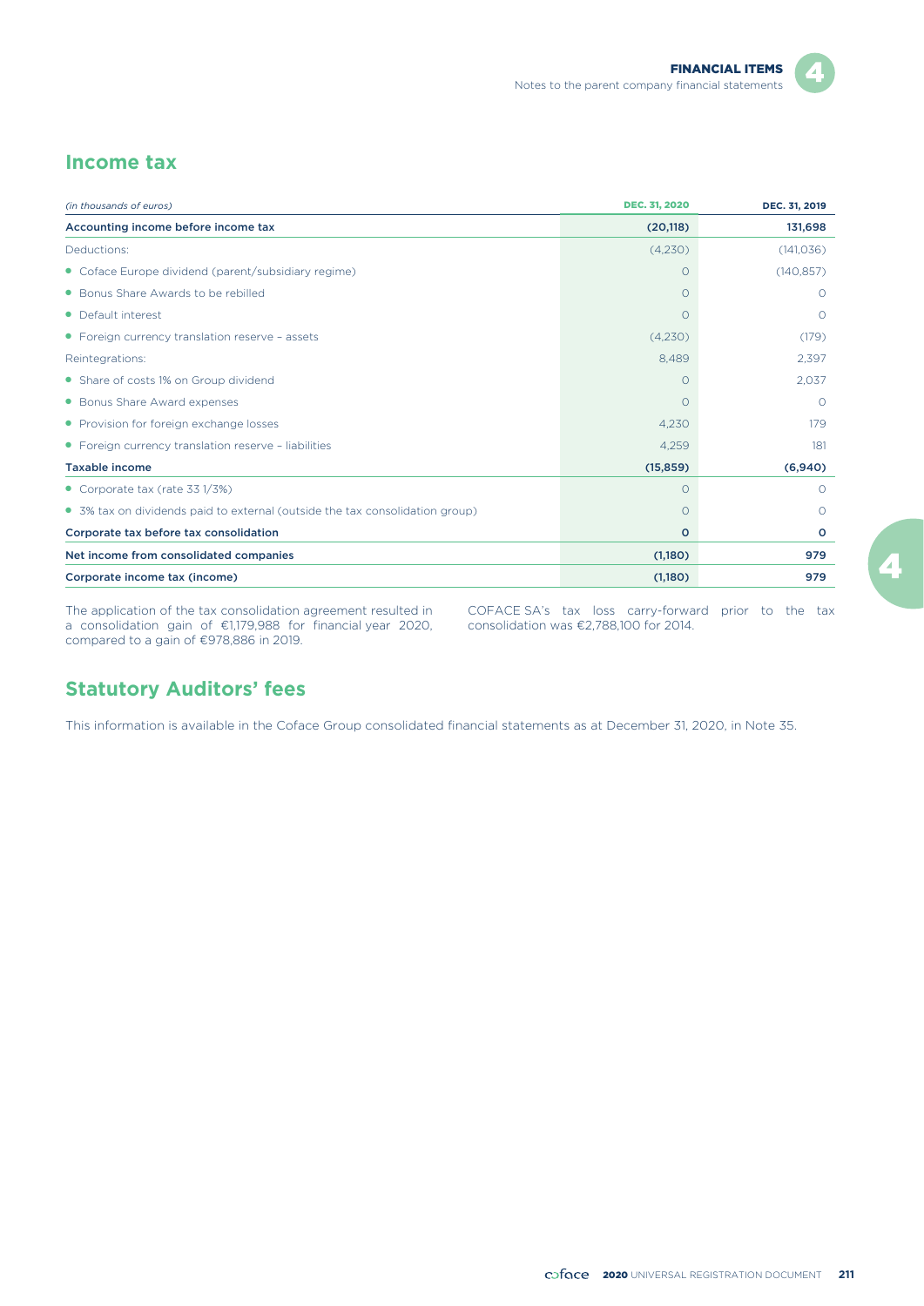## Income tax

| *(in thousands of euros)* | DEC. 31, 2020 | DEC. 31, 2019 |
|---|---|---|
| **Accounting income before income tax** | **(20,118)** | **131,698** |
| Deductions: | (4,230) | (141,036) |
| • Coface Europe dividend (parent/subsidiary regime) | 0 | (140,857) |
| • Bonus Share Awards to be rebilled | 0 | 0 |
| • Default interest | 0 | 0 |
| • Foreign currency translation reserve – assets | (4,230) | (179) |
| Reintegrations: | 8,489 | 2,397 |
| • Share of costs 1% on Group dividend | 0 | 2,037 |
| • Bonus Share Award expenses | 0 | 0 |
| • Provision for foreign exchange losses | 4,230 | 179 |
| • Foreign currency translation reserve – liabilities | 4,259 | 181 |
| **Taxable income** | **(15,859)** | **(6,940)** |
| • Corporate tax (rate 33 1/3%) | 0 | 0 |
| • 3% tax on dividends paid to external (outside the tax consolidation group) | 0 | 0 |
| **Corporate tax before tax consolidation** | **0** | **0** |
| **Net income from consolidated companies** | **(1,180)** | **979** |
| **Corporate income tax (income)** | **(1,180)** | **979** |

The application of the tax consolidation agreement resulted in a consolidation gain of €1,179,988 for financial year 2020, compared to a gain of €978,886 in 2019.

COFACE SA's tax loss carry-forward prior to the tax consolidation was €2,788,100 for 2014.

## Statutory Auditors' fees

This information is available in the Coface Group consolidated financial statements as at December 31, 2020, in Note 35.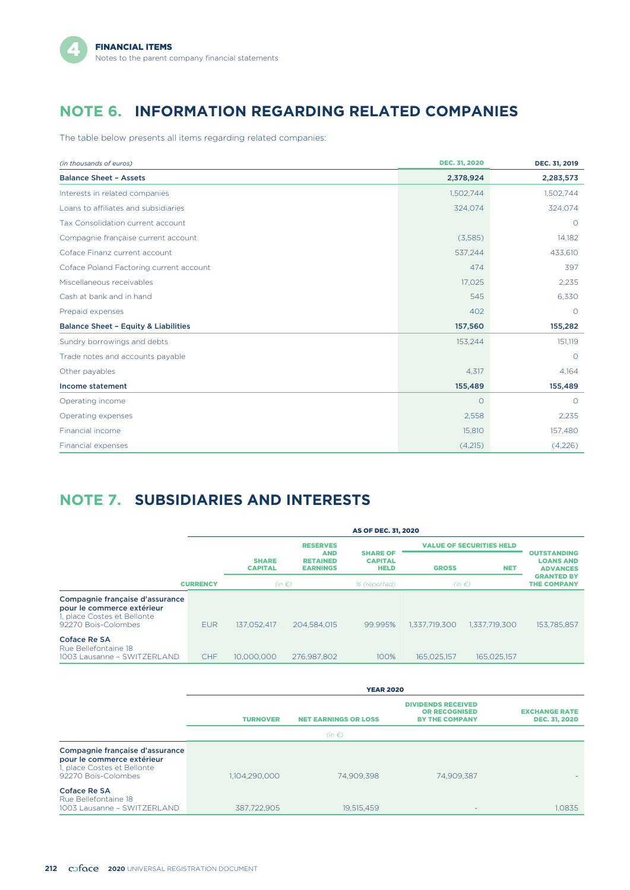## NOTE 6. INFORMATION REGARDING RELATED COMPANIES

The table below presents all items regarding related companies:

| *(in thousands of euros)* | DEC. 31, 2020 | DEC. 31, 2019 |
|---|---|---|
| **Balance Sheet – Assets** | **2,378,924** | **2,283,573** |
| Interests in related companies | 1,502,744 | 1,502,744 |
| Loans to affiliates and subsidiaries | 324,074 | 324,074 |
| Tax Consolidation current account | | 0 |
| Compagnie française current account | (3,585) | 14,182 |
| Coface Finanz current account | 537,244 | 433,610 |
| Coface Poland Factoring current account | 474 | 397 |
| Miscellaneous receivables | 17,025 | 2,235 |
| Cash at bank and in hand | 545 | 6,330 |
| Prepaid expenses | 402 | 0 |
| **Balance Sheet – Equity & Liabilities** | **157,560** | **155,282** |
| Sundry borrowings and debts | 153,244 | 151,119 |
| Trade notes and accounts payable | | 0 |
| Other payables | 4,317 | 4,164 |
| **Income statement** | **155,489** | **155,489** |
| Operating income | 0 | 0 |
| Operating expenses | 2,558 | 2,235 |
| Financial income | 15,810 | 157,480 |
| Financial expenses | (4,215) | (4,226) |

## NOTE 7. SUBSIDIARIES AND INTERESTS

| | AS OF DEC. 31, 2020 | | | | | | |
|---|---|---|---|---|---|---|---|
| | | | | | VALUE OF SECURITIES HELD | | |
| | CURRENCY | SHARE CAPITAL | RESERVES AND RETAINED EARNINGS | SHARE OF CAPITAL HELD | GROSS | NET | OUTSTANDING LOANS AND ADVANCES GRANTED BY THE COMPANY |
| | | *(in €)* | | *% (reported)* | *(in €)* | | |
| **Compagnie française d'assurance pour le commerce extérieur** 1, place Costes et Bellonte 92270 Bois-Colombes | EUR | 137,052,417 | 204,584,015 | 99.995% | 1,337,719,300 | 1,337,719,300 | 153,785,857 |
| **Coface Re SA** Rue Bellefontaine 18 1003 Lausanne – SWITZERLAND | CHF | 10,000,000 | 276,987,802 | 100% | 165,025,157 | 165,025,157 | |

| | YEAR 2020 | | | |
|---|---|---|---|---|
| | TURNOVER | NET EARNINGS OR LOSS | DIVIDENDS RECEIVED OR RECOGNISED BY THE COMPANY | EXCHANGE RATE DEC. 31, 2020 |
| | | *(in €)* | | |
| **Compagnie française d'assurance pour le commerce extérieur** 1, place Costes et Bellonte 92270 Bois-Colombes | 1,104,290,000 | 74,909,398 | 74,909,387 | - |
| **Coface Re SA** Rue Bellefontaine 18 1003 Lausanne – SWITZERLAND | 387,722,905 | 19,515,459 | - | 1.0835 |